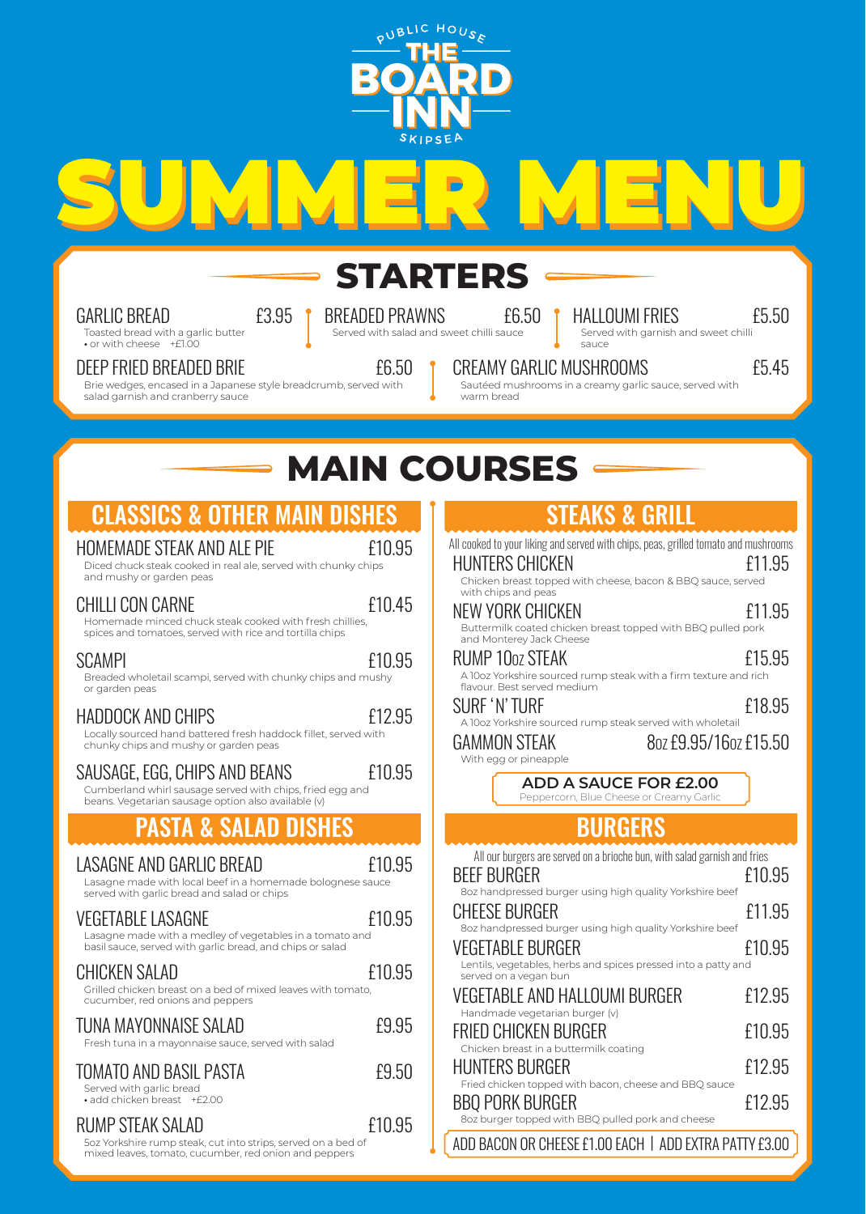PUBLIC HOUSE

# THE BOARD INN

SKIPSEA

# SUMMER MENU

## STARTERS

**GARLIC BREAD** £3.95
Toasted bread with a garlic butter
• or with cheese +£1.00

**BREADED PRAWNS** £6.50
Served with salad and sweet chilli sauce

**HALLOUMI FRIES** £5.50
Served with garnish and sweet chilli sauce

**DEEP FRIED BREADED BRIE** £6.50
Brie wedges, encased in a Japanese style breadcrumb, served with salad garnish and cranberry sauce

**CREAMY GARLIC MUSHROOMS** £5.45
Sautéed mushrooms in a creamy garlic sauce, served with warm bread

## MAIN COURSES

### CLASSICS & OTHER MAIN DISHES

**HOMEMADE STEAK AND ALE PIE** £10.95
Diced chuck steak cooked in real ale, served with chunky chips and mushy or garden peas

**CHILLI CON CARNE** £10.45
Homemade minced chuck steak cooked with fresh chillies, spices and tomatoes, served with rice and tortilla chips

**SCAMPI** £10.95
Breaded wholetail scampi, served with chunky chips and mushy or garden peas

**HADDOCK AND CHIPS** £12.95
Locally sourced hand battered fresh haddock fillet, served with chunky chips and mushy or garden peas

**SAUSAGE, EGG, CHIPS AND BEANS** £10.95
Cumberland whirl sausage served with chips, fried egg and beans. Vegetarian sausage option also available (v)

### PASTA & SALAD DISHES

**LASAGNE AND GARLIC BREAD** £10.95
Lasagne made with local beef in a homemade bolognese sauce served with garlic bread and salad or chips

**VEGETABLE LASAGNE** £10.95
Lasagne made with a medley of vegetables in a tomato and basil sauce, served with garlic bread, and chips or salad

**CHICKEN SALAD** £10.95
Grilled chicken breast on a bed of mixed leaves with tomato, cucumber, red onions and peppers

**TUNA MAYONNAISE SALAD** £9.95
Fresh tuna in a mayonnaise sauce, served with salad

**TOMATO AND BASIL PASTA** £9.50
Served with garlic bread
• add chicken breast +£2.00

**RUMP STEAK SALAD** £10.95
5oz Yorkshire rump steak, cut into strips, served on a bed of mixed leaves, tomato, cucumber, red onion and peppers

### STEAKS & GRILL

All cooked to your liking and served with chips, peas, grilled tomato and mushrooms

**HUNTERS CHICKEN** £11.95
Chicken breast topped with cheese, bacon & BBQ sauce, served with chips and peas

**NEW YORK CHICKEN** £11.95
Buttermilk coated chicken breast topped with BBQ pulled pork and Monterey Jack Cheese

**RUMP 10oz STEAK** £15.95
A 10oz Yorkshire sourced rump steak with a firm texture and rich flavour. Best served medium

**SURF 'N' TURF** £18.95
A 10oz Yorkshire sourced rump steak served with wholetail

**GAMMON STEAK** 8oz £9.95 / 16oz £15.50
With egg or pineapple

**ADD A SAUCE FOR £2.00**
Peppercorn, Blue Cheese or Creamy Garlic

### BURGERS

All our burgers are served on a brioche bun, with salad garnish and fries

**BEEF BURGER** £10.95
8oz handpressed burger using high quality Yorkshire beef

**CHEESE BURGER** £11.95
8oz handpressed burger using high quality Yorkshire beef

**VEGETABLE BURGER** £10.95
Lentils, vegetables, herbs and spices pressed into a patty and served on a vegan bun

**VEGETABLE AND HALLOUMI BURGER** £12.95
Handmade vegetarian burger (v)

**FRIED CHICKEN BURGER** £10.95
Chicken breast in a buttermilk coating

**HUNTERS BURGER** £12.95
Fried chicken topped with bacon, cheese and BBQ sauce

**BBQ PORK BURGER** £12.95
8oz burger topped with BBQ pulled pork and cheese

ADD BACON OR CHEESE £1.00 EACH | ADD EXTRA PATTY £3.00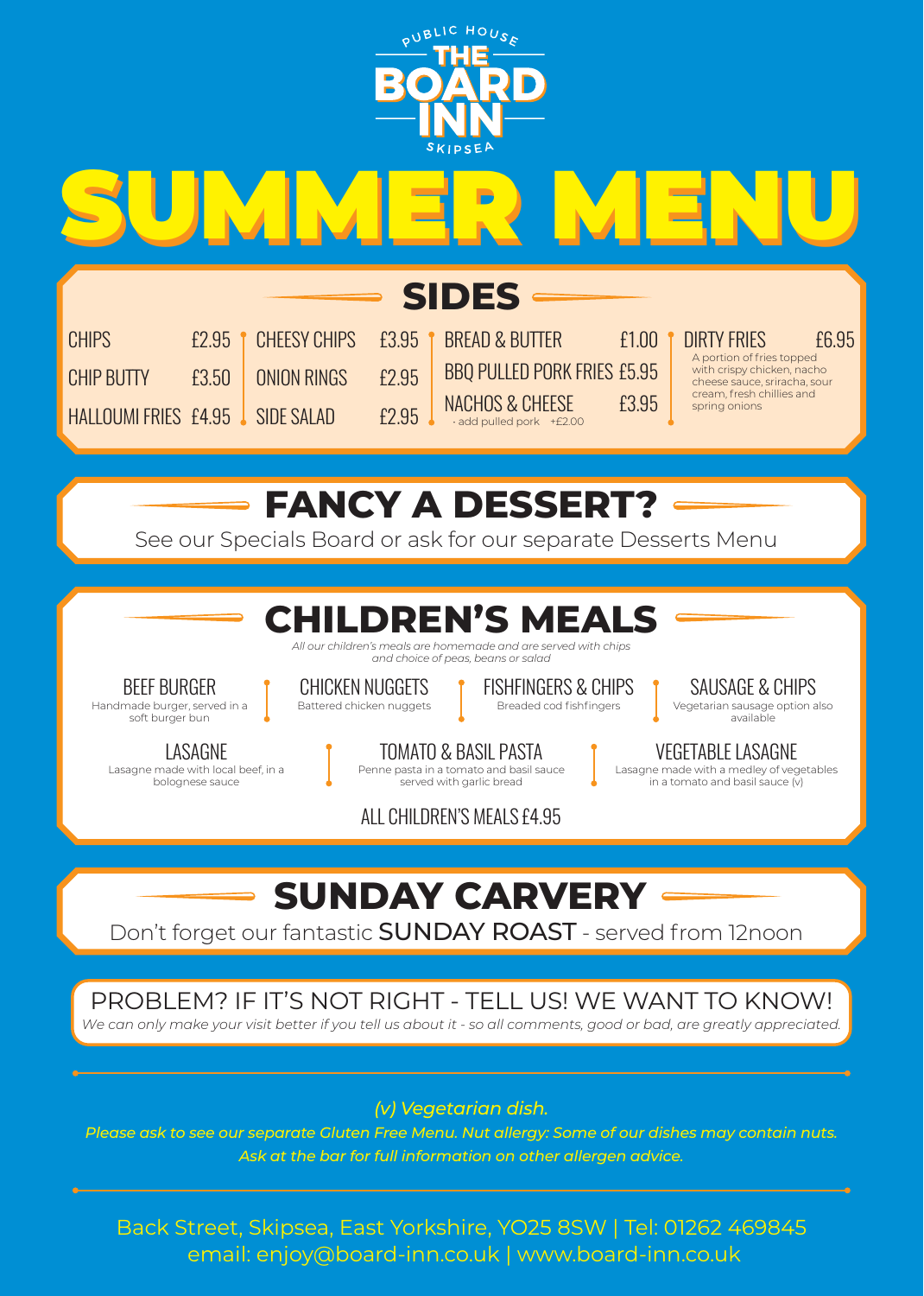PUBLIC HOUSE

THE BOARD INN

SKIPSEA

# SUMMER MENU

## SIDES

| | | | | | | | |
|---|---|---|---|---|---|---|---|
| CHIPS | £2.95 | CHEESY CHIPS | £3.95 | BREAD & BUTTER | £1.00 | DIRTY FRIES | £6.95 |
| CHIP BUTTY | £3.50 | ONION RINGS | £2.95 | BBQ PULLED PORK FRIES | £5.95 | | |
| HALLOUMI FRIES | £4.95 | SIDE SALAD | £2.95 | NACHOS & CHEESE | £3.95 | | |

NACHOS & CHEESE - add pulled pork +£2.00

DIRTY FRIES: A portion of fries topped with crispy chicken, nacho cheese sauce, sriracha, sour cream, fresh chillies and spring onions

## FANCY A DESSERT?

See our Specials Board or ask for our separate Desserts Menu

## CHILDREN'S MEALS

*All our children's meals are homemade and are served with chips and choice of peas, beans or salad*

**BEEF BURGER**
Handmade burger, served in a soft burger bun

**CHICKEN NUGGETS**
Battered chicken nuggets

**FISHFINGERS & CHIPS**
Breaded cod fishfingers

**SAUSAGE & CHIPS**
Vegetarian sausage option also available

**LASAGNE**
Lasagne made with local beef, in a bolognese sauce

**TOMATO & BASIL PASTA**
Penne pasta in a tomato and basil sauce served with garlic bread

**VEGETABLE LASAGNE**
Lasagne made with a medley of vegetables in a tomato and basil sauce (v)

ALL CHILDREN'S MEALS £4.95

## SUNDAY CARVERY

Don't forget our fantastic **SUNDAY ROAST** - served from 12noon

## PROBLEM? IF IT'S NOT RIGHT - TELL US! WE WANT TO KNOW!

*We can only make your visit better if you tell us about it - so all comments, good or bad, are greatly appreciated.*

*(v) Vegetarian dish.*

*Please ask to see our separate Gluten Free Menu. Nut allergy: Some of our dishes may contain nuts.*

*Ask at the bar for full information on other allergen advice.*

Back Street, Skipsea, East Yorkshire, YO25 8SW | Tel: 01262 469845

email: enjoy@board-inn.co.uk | www.board-inn.co.uk